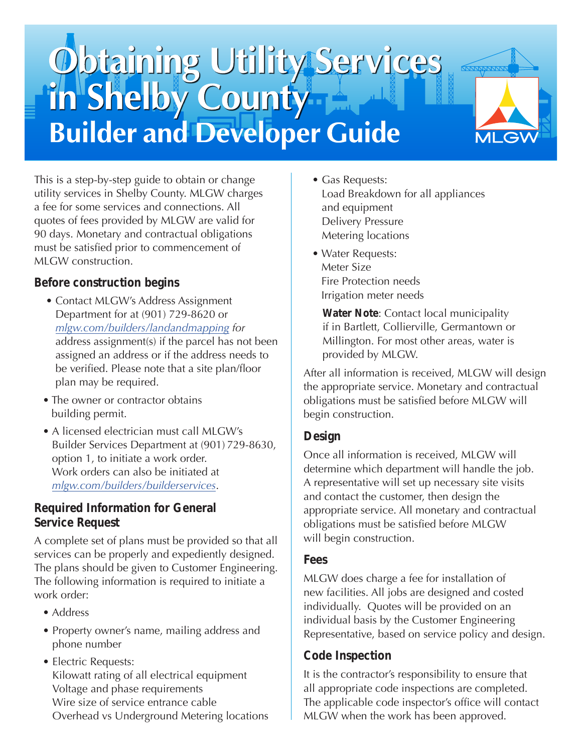# Obtaining Utility Services in Shelby County

## Builder and Developer Guide

This is a step-by-step guide to obtain or change utility services in Shelby County. MLGW charges a fee for some services and connections. All quotes of fees provided by MLGW are valid for 90 days. Monetary and contractual obligations must be satisfied prior to commencement of MLGW construction.

### Before construction begins

- Contact MLGW's Address Assignment Department for at (901) 729-8620 or *mlgw.com/builders/landandmapping for* address assignment(s) if the parcel has not been assigned an address or if the address needs to be verified. Please note that a site plan/floor plan may be required.
- The owner or contractor obtains building permit.
- A licensed electrician must call MLGW's Builder Services Department at (901) 729-8630, option 1, to initiate a work order. Work orders can also be initiated at *mlgw.com/builders/builderservices*.

### Required Information for General Service Request

A complete set of plans must be provided so that all services can be properly and expediently designed. The plans should be given to Customer Engineering. The following information is required to initiate a work order:

- Address
- Property owner's name, mailing address and phone number
- Electric Requests:
  Kilowatt rating of all electrical equipment
  Voltage and phase requirements
  Wire size of service entrance cable
  Overhead vs Underground Metering locations
- Gas Requests:
  Load Breakdown for all appliances and equipment
  Delivery Pressure
  Metering locations
- Water Requests:
  Meter Size
  Fire Protection needs
  Irrigation meter needs

  **Water Note**: Contact local municipality if in Bartlett, Collierville, Germantown or Millington. For most other areas, water is provided by MLGW.

After all information is received, MLGW will design the appropriate service. Monetary and contractual obligations must be satisfied before MLGW will begin construction.

### Design

Once all information is received, MLGW will determine which department will handle the job. A representative will set up necessary site visits and contact the customer, then design the appropriate service. All monetary and contractual obligations must be satisfied before MLGW will begin construction.

### Fees

MLGW does charge a fee for installation of new facilities. All jobs are designed and costed individually. Quotes will be provided on an individual basis by the Customer Engineering Representative, based on service policy and design.

### Code Inspection

It is the contractor's responsibility to ensure that all appropriate code inspections are completed. The applicable code inspector's office will contact MLGW when the work has been approved.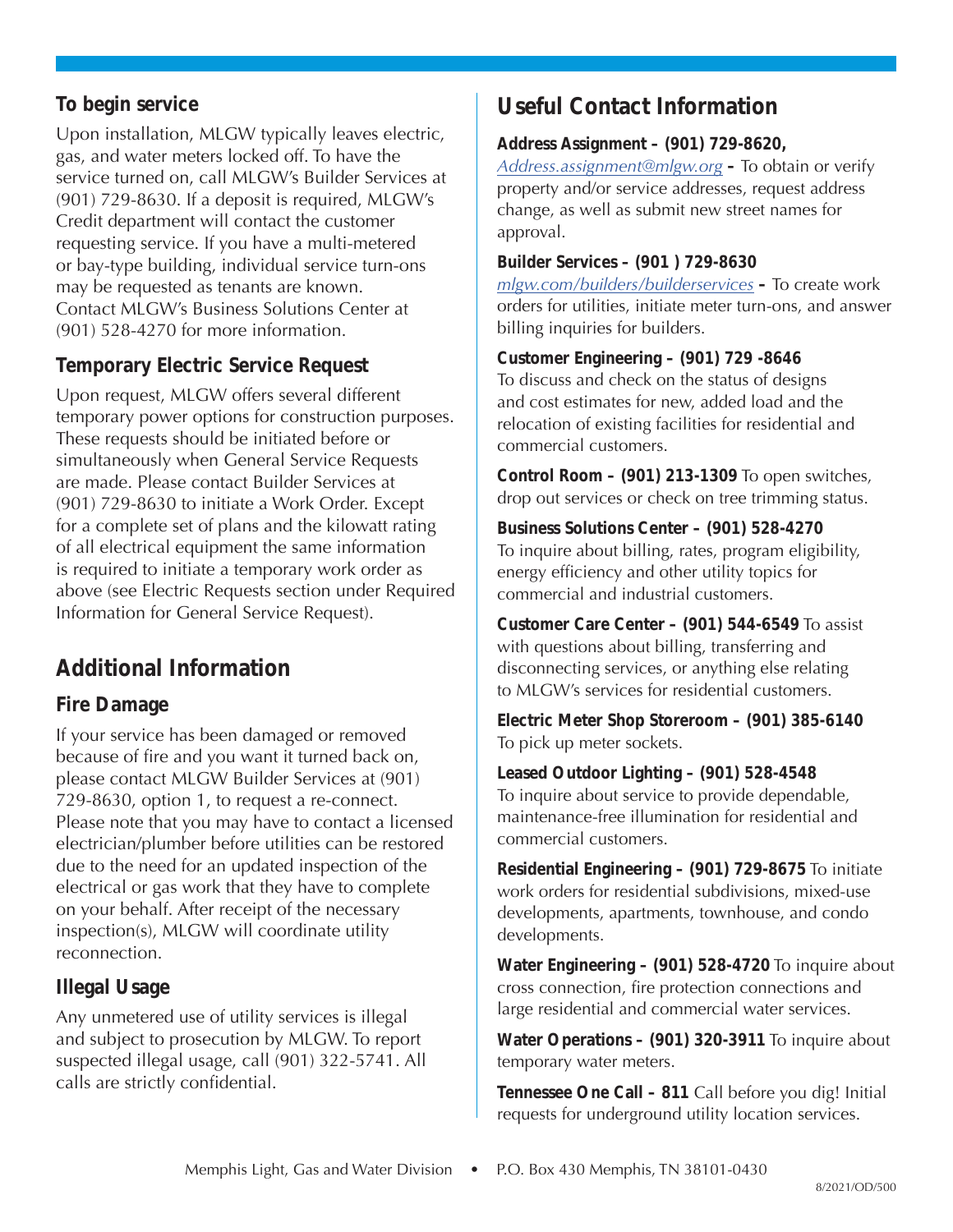### To begin service

Upon installation, MLGW typically leaves electric, gas, and water meters locked off. To have the service turned on, call MLGW's Builder Services at (901) 729-8630. If a deposit is required, MLGW's Credit department will contact the customer requesting service. If you have a multi-metered or bay-type building, individual service turn-ons may be requested as tenants are known. Contact MLGW's Business Solutions Center at (901) 528-4270 for more information.

### Temporary Electric Service Request

Upon request, MLGW offers several different temporary power options for construction purposes. These requests should be initiated before or simultaneously when General Service Requests are made. Please contact Builder Services at (901) 729-8630 to initiate a Work Order. Except for a complete set of plans and the kilowatt rating of all electrical equipment the same information is required to initiate a temporary work order as above (see Electric Requests section under Required Information for General Service Request).

## Additional Information

### Fire Damage

If your service has been damaged or removed because of fire and you want it turned back on, please contact MLGW Builder Services at (901) 729-8630, option 1, to request a re-connect. Please note that you may have to contact a licensed electrician/plumber before utilities can be restored due to the need for an updated inspection of the electrical or gas work that they have to complete on your behalf. After receipt of the necessary inspection(s), MLGW will coordinate utility reconnection.

### Illegal Usage

Any unmetered use of utility services is illegal and subject to prosecution by MLGW. To report suspected illegal usage, call (901) 322-5741. All calls are strictly confidential.

## Useful Contact Information

**Address Assignment – (901) 729-8620,** *Address.assignment@mlgw.org* **–** To obtain or verify property and/or service addresses, request address change, as well as submit new street names for approval.

**Builder Services – (901 ) 729-8630** *mlgw.com/builders/builderservices* **–** To create work orders for utilities, initiate meter turn-ons, and answer billing inquiries for builders.

**Customer Engineering – (901) 729 -8646** To discuss and check on the status of designs and cost estimates for new, added load and the relocation of existing facilities for residential and commercial customers.

**Control Room – (901) 213-1309** To open switches, drop out services or check on tree trimming status.

**Business Solutions Center – (901) 528-4270** To inquire about billing, rates, program eligibility, energy efficiency and other utility topics for commercial and industrial customers.

**Customer Care Center – (901) 544-6549** To assist with questions about billing, transferring and disconnecting services, or anything else relating to MLGW's services for residential customers.

**Electric Meter Shop Storeroom – (901) 385-6140** To pick up meter sockets.

**Leased Outdoor Lighting – (901) 528-4548** To inquire about service to provide dependable, maintenance-free illumination for residential and commercial customers.

**Residential Engineering – (901) 729-8675** To initiate work orders for residential subdivisions, mixed-use developments, apartments, townhouse, and condo developments.

**Water Engineering – (901) 528-4720** To inquire about cross connection, fire protection connections and large residential and commercial water services.

**Water Operations – (901) 320-3911** To inquire about temporary water meters.

**Tennessee One Call – 811** Call before you dig! Initial requests for underground utility location services.

Memphis Light, Gas and Water Division • P.O. Box 430 Memphis, TN 38101-0430

8/2021/OD/500